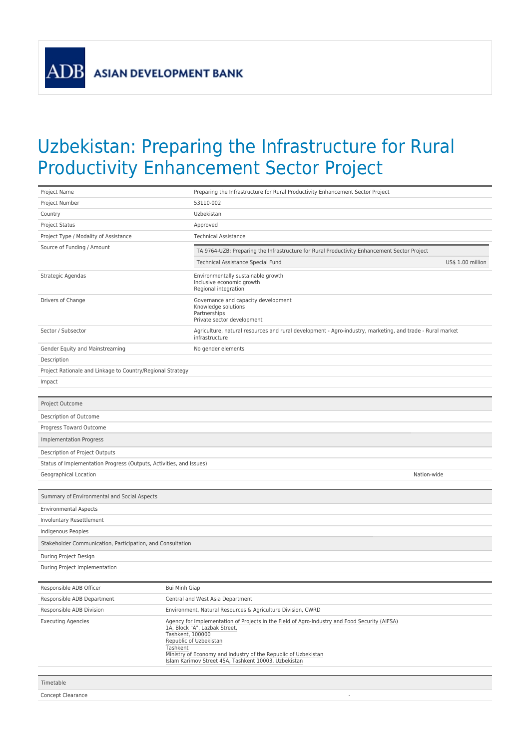ASIAN DEVELOPMENT BANK

# Uzbekistan: Preparing the Infrastructure for Rural Productivity Enhancement Sector Project

| | |
|---|---|
| Project Name | Preparing the Infrastructure for Rural Productivity Enhancement Sector Project |
| Project Number | 53110-002 |
| Country | Uzbekistan |
| Project Status | Approved |
| Project Type / Modality of Assistance | Technical Assistance |
| Source of Funding / Amount | TA 9764-UZB: Preparing the Infrastructure for Rural Productivity Enhancement Sector Project<br>Technical Assistance Special Fund US$ 1.00 million |
| Strategic Agendas | Environmentally sustainable growth<br>Inclusive economic growth<br>Regional integration |
| Drivers of Change | Governance and capacity development<br>Knowledge solutions<br>Partnerships<br>Private sector development |
| Sector / Subsector | Agriculture, natural resources and rural development - Agro-industry, marketing, and trade - Rural market infrastructure |
| Gender Equity and Mainstreaming | No gender elements |
| Description | |
| Project Rationale and Linkage to Country/Regional Strategy | |
| Impact | |

| Project Outcome | |
|---|---|
| Description of Outcome | |
| Progress Toward Outcome | |
| **Implementation Progress** | |
| Description of Project Outputs | |
| Status of Implementation Progress (Outputs, Activities, and Issues) | |
| Geographical Location | Nation-wide |

| Summary of Environmental and Social Aspects | |
|---|---|
| Environmental Aspects | |
| Involuntary Resettlement | |
| Indigenous Peoples | |
| **Stakeholder Communication, Participation, and Consultation** | |
| During Project Design | |
| During Project Implementation | |

| | |
|---|---|
| Responsible ADB Officer | Bui Minh Giap |
| Responsible ADB Department | Central and West Asia Department |
| Responsible ADB Division | Environment, Natural Resources & Agriculture Division, CWRD |
| Executing Agencies | Agency for Implementation of Projects in the Field of Agro-Industry and Food Security (AIFSA)<br>1A, Block "A", Lazbak Street,<br>Tashkent, 100000<br>Republic of Uzbekistan<br>Tashkent<br>Ministry of Economy and Industry of the Republic of Uzbekistan<br>Islam Karimov Street 45A, Tashkent 10003, Uzbekistan |

| Timetable | |
|---|---|
| Concept Clearance | - |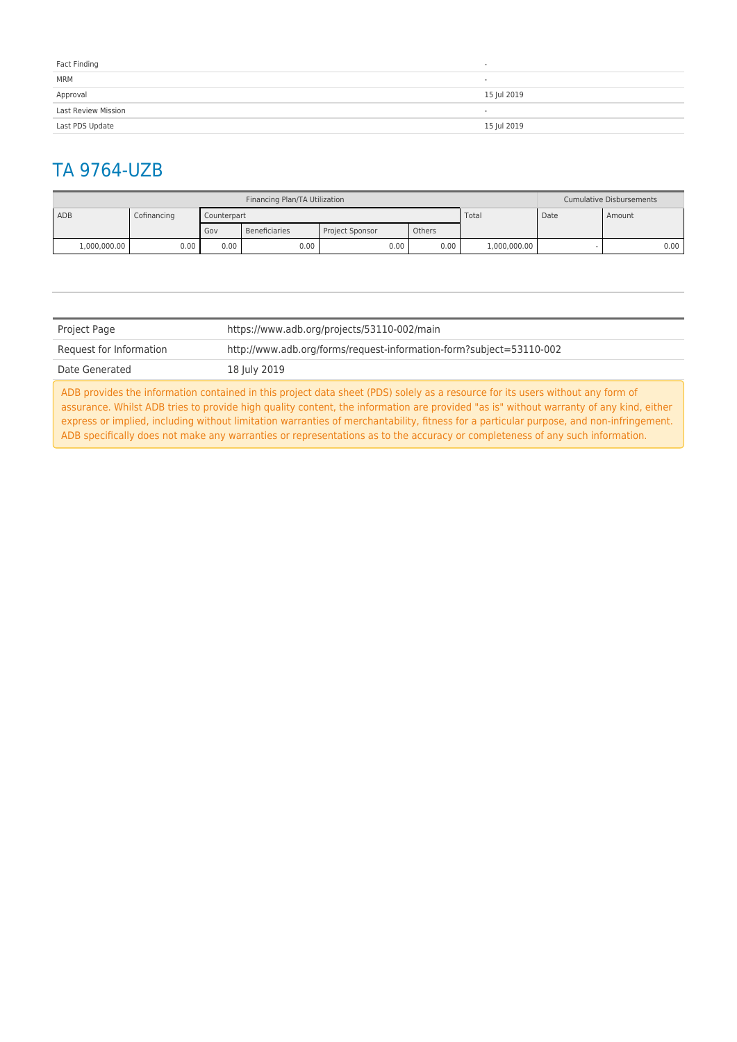| | |
|---|---|
| Fact Finding | - |
| MRM | - |
| Approval | 15 Jul 2019 |
| Last Review Mission | - |
| Last PDS Update | 15 Jul 2019 |

# TA 9764-UZB

| Financing Plan/TA Utilization | | | | | | | Cumulative Disbursements | |
|---|---|---|---|---|---|---|---|---|
| ADB | Cofinancing | Counterpart | | | | Total | Date | Amount |
| | | Gov | Beneficiaries | Project Sponsor | Others | | | |
| 1,000,000.00 | 0.00 | 0.00 | 0.00 | 0.00 | 0.00 | 1,000,000.00 | - | 0.00 |

| | |
|---|---|
| Project Page | https://www.adb.org/projects/53110-002/main |
| Request for Information | http://www.adb.org/forms/request-information-form?subject=53110-002 |
| Date Generated | 18 July 2019 |

ADB provides the information contained in this project data sheet (PDS) solely as a resource for its users without any form of assurance. Whilst ADB tries to provide high quality content, the information are provided "as is" without warranty of any kind, either express or implied, including without limitation warranties of merchantability, fitness for a particular purpose, and non-infringement. ADB specifically does not make any warranties or representations as to the accuracy or completeness of any such information.